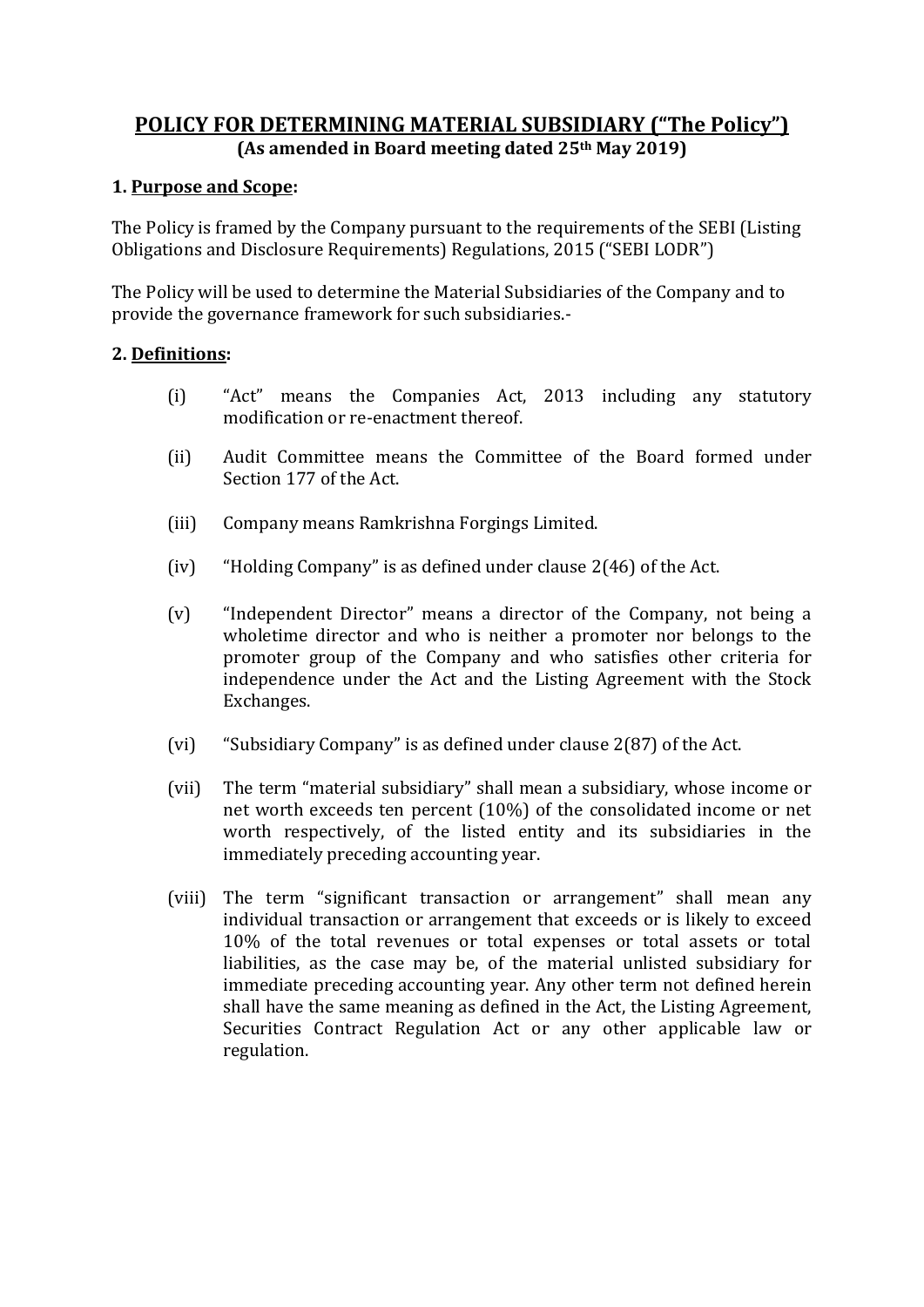# POLICY FOR DETERMINING MATERIAL SUBSIDIARY ("The Policy")

**(As amended in Board meeting dated 25th May 2019)**

## 1. Purpose and Scope:

The Policy is framed by the Company pursuant to the requirements of the SEBI (Listing Obligations and Disclosure Requirements) Regulations, 2015 ("SEBI LODR")

The Policy will be used to determine the Material Subsidiaries of the Company and to provide the governance framework for such subsidiaries.-

## 2. Definitions:

(i) "Act" means the Companies Act, 2013 including any statutory modification or re-enactment thereof.

(ii) Audit Committee means the Committee of the Board formed under Section 177 of the Act.

(iii) Company means Ramkrishna Forgings Limited.

(iv) "Holding Company" is as defined under clause 2(46) of the Act.

(v) "Independent Director" means a director of the Company, not being a wholetime director and who is neither a promoter nor belongs to the promoter group of the Company and who satisfies other criteria for independence under the Act and the Listing Agreement with the Stock Exchanges.

(vi) "Subsidiary Company" is as defined under clause 2(87) of the Act.

(vii) The term "material subsidiary" shall mean a subsidiary, whose income or net worth exceeds ten percent (10%) of the consolidated income or net worth respectively, of the listed entity and its subsidiaries in the immediately preceding accounting year.

(viii) The term "significant transaction or arrangement" shall mean any individual transaction or arrangement that exceeds or is likely to exceed 10% of the total revenues or total expenses or total assets or total liabilities, as the case may be, of the material unlisted subsidiary for immediate preceding accounting year. Any other term not defined herein shall have the same meaning as defined in the Act, the Listing Agreement, Securities Contract Regulation Act or any other applicable law or regulation.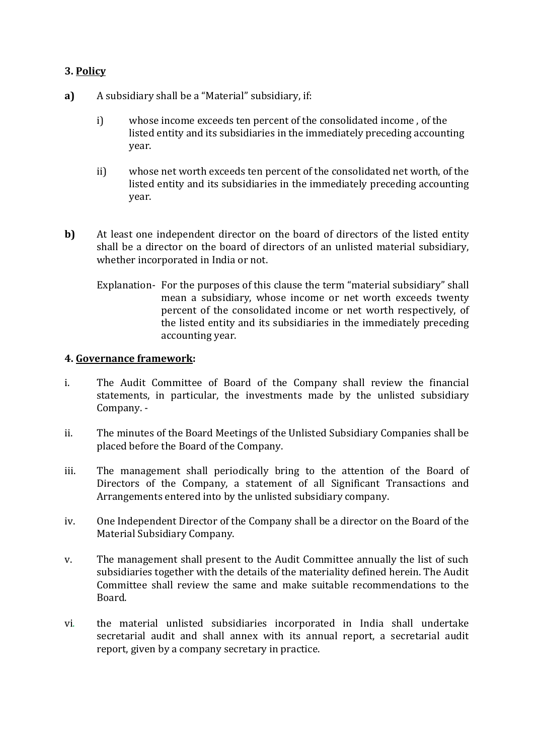### 3. <u>Policy</u>

**a)** A subsidiary shall be a "Material" subsidiary, if:

i) whose income exceeds ten percent of the consolidated income , of the listed entity and its subsidiaries in the immediately preceding accounting year.

ii) whose net worth exceeds ten percent of the consolidated net worth, of the listed entity and its subsidiaries in the immediately preceding accounting year.

**b)** At least one independent director on the board of directors of the listed entity shall be a director on the board of directors of an unlisted material subsidiary, whether incorporated in India or not.

Explanation- For the purposes of this clause the term "material subsidiary" shall mean a subsidiary, whose income or net worth exceeds twenty percent of the consolidated income or net worth respectively, of the listed entity and its subsidiaries in the immediately preceding accounting year.

### 4. <u>Governance framework</u>:

i. The Audit Committee of Board of the Company shall review the financial statements, in particular, the investments made by the unlisted subsidiary Company. -

ii. The minutes of the Board Meetings of the Unlisted Subsidiary Companies shall be placed before the Board of the Company.

iii. The management shall periodically bring to the attention of the Board of Directors of the Company, a statement of all Significant Transactions and Arrangements entered into by the unlisted subsidiary company.

iv. One Independent Director of the Company shall be a director on the Board of the Material Subsidiary Company.

v. The management shall present to the Audit Committee annually the list of such subsidiaries together with the details of the materiality defined herein. The Audit Committee shall review the same and make suitable recommendations to the Board.

vi. the material unlisted subsidiaries incorporated in India shall undertake secretarial audit and shall annex with its annual report, a secretarial audit report, given by a company secretary in practice.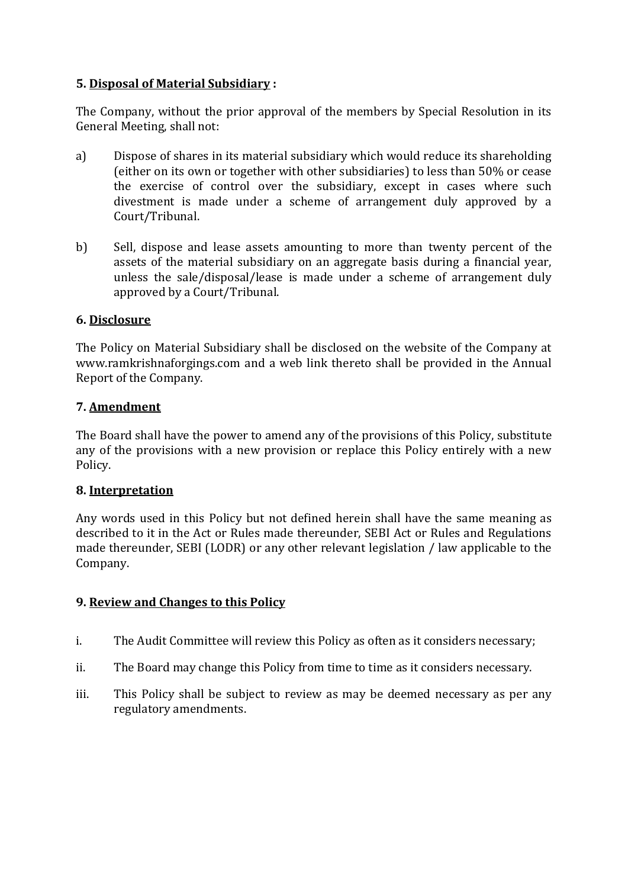### 5. Disposal of Material Subsidiary :

The Company, without the prior approval of the members by Special Resolution in its General Meeting, shall not:

a) Dispose of shares in its material subsidiary which would reduce its shareholding (either on its own or together with other subsidiaries) to less than 50% or cease the exercise of control over the subsidiary, except in cases where such divestment is made under a scheme of arrangement duly approved by a Court/Tribunal.

b) Sell, dispose and lease assets amounting to more than twenty percent of the assets of the material subsidiary on an aggregate basis during a financial year, unless the sale/disposal/lease is made under a scheme of arrangement duly approved by a Court/Tribunal.

### 6. Disclosure

The Policy on Material Subsidiary shall be disclosed on the website of the Company at www.ramkrishnaforgings.com and a web link thereto shall be provided in the Annual Report of the Company.

### 7. Amendment

The Board shall have the power to amend any of the provisions of this Policy, substitute any of the provisions with a new provision or replace this Policy entirely with a new Policy.

### 8. Interpretation

Any words used in this Policy but not defined herein shall have the same meaning as described to it in the Act or Rules made thereunder, SEBI Act or Rules and Regulations made thereunder, SEBI (LODR) or any other relevant legislation / law applicable to the Company.

### 9. Review and Changes to this Policy

i. The Audit Committee will review this Policy as often as it considers necessary;

ii. The Board may change this Policy from time to time as it considers necessary.

iii. This Policy shall be subject to review as may be deemed necessary as per any regulatory amendments.